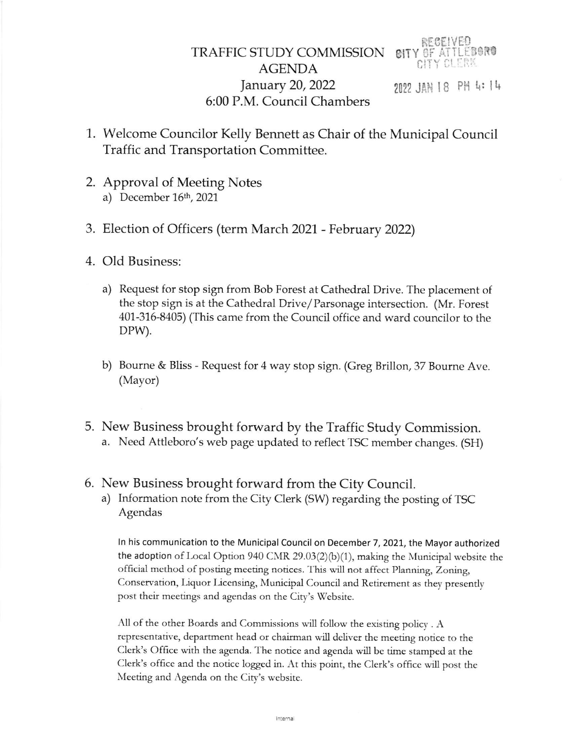# TRAFFIC STUDY COMMISSION
## AGENDA
### January 20, 2022
### 6:00 P.M. Council Chambers

RECEIVED
CITY OF ATTLEBORO
CITY CLERK
2022 JAN 18 PM 4:14

1. Welcome Councilor Kelly Bennett as Chair of the Municipal Council Traffic and Transportation Committee.

2. Approval of Meeting Notes
   a) December 16th, 2021

3. Election of Officers (term March 2021 - February 2022)

4. Old Business:

   a) Request for stop sign from Bob Forest at Cathedral Drive. The placement of the stop sign is at the Cathedral Drive/Parsonage intersection. (Mr. Forest 401-316-8405) (This came from the Council office and ward councilor to the DPW).

   b) Bourne & Bliss - Request for 4 way stop sign. (Greg Brillon, 37 Bourne Ave. (Mayor)

5. New Business brought forward by the Traffic Study Commission.
   a. Need Attleboro's web page updated to reflect TSC member changes. (SH)

6. New Business brought forward from the City Council.
   a) Information note from the City Clerk (SW) regarding the posting of TSC Agendas

   In his communication to the Municipal Council on December 7, 2021, the Mayor authorized the adoption of Local Option 940 CMR 29.03(2)(b)(1), making the Municipal website the official method of posting meeting notices. This will not affect Planning, Zoning, Conservation, Liquor Licensing, Municipal Council and Retirement as they presently post their meetings and agendas on the City's Website.

   All of the other Boards and Commissions will follow the existing policy . A representative, department head or chairman will deliver the meeting notice to the Clerk's Office with the agenda. The notice and agenda will be time stamped at the Clerk's office and the notice logged in. At this point, the Clerk's office will post the Meeting and Agenda on the City's website.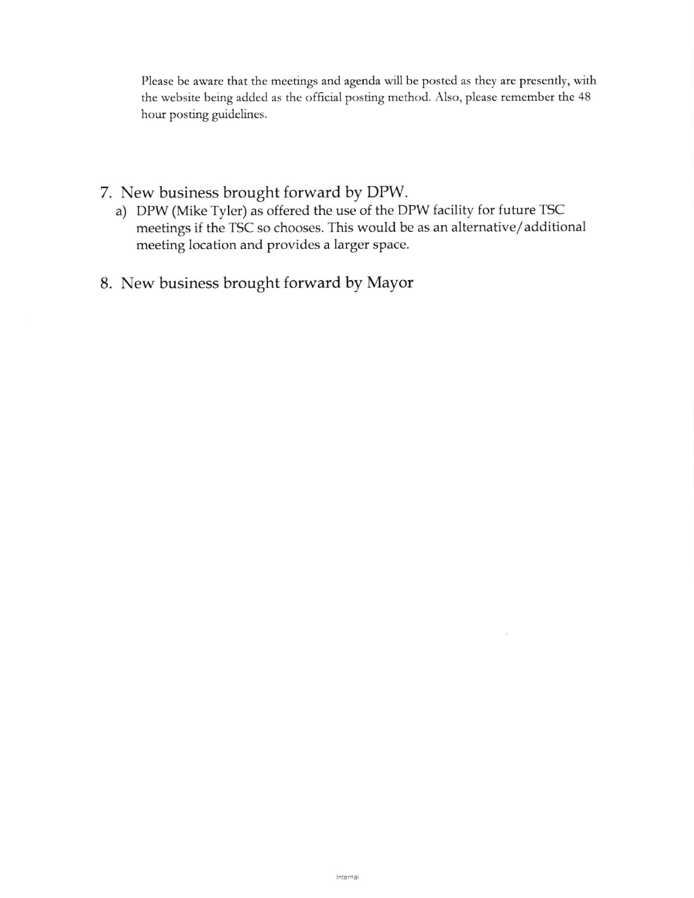Please be aware that the meetings and agenda will be posted as they are presently, with the website being added as the official posting method. Also, please remember the 48 hour posting guidelines.

7. New business brought forward by DPW.
   a) DPW (Mike Tyler) as offered the use of the DPW facility for future TSC meetings if the TSC so chooses. This would be as an alternative/additional meeting location and provides a larger space.

8. New business brought forward by Mayor